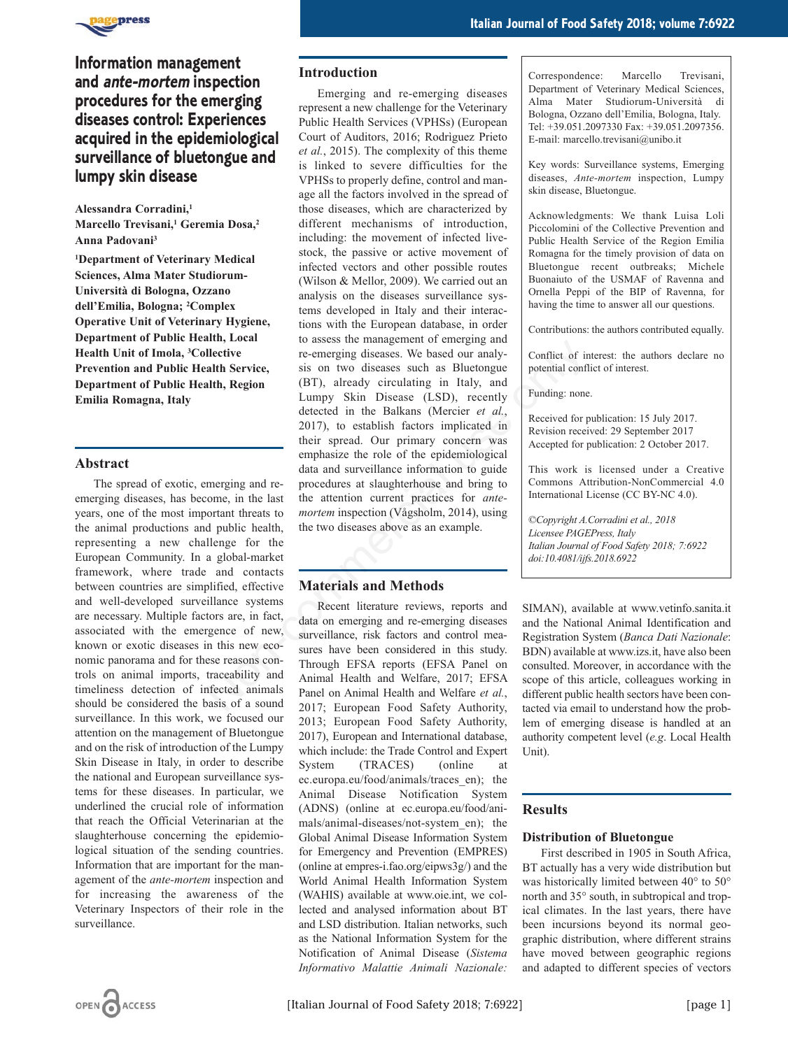# Information management and *ante-mortem* inspection procedures for the emerging diseases control: Experiences acquired in the epidemiological surveillance of bluetongue and lumpy skin disease

**Alessandra Corradini,[1] Marcello Trevisani,[1] Geremia Dosa,[2] Anna Padovani[3]**

**[1]Department of Veterinary Medical Sciences, Alma Mater Studiorum-Università di Bologna, Ozzano dell'Emilia, Bologna; [2]Complex Operative Unit of Veterinary Hygiene, Department of Public Health, Local Health Unit of Imola, [3]Collective Prevention and Public Health Service, Department of Public Health, Region Emilia Romagna, Italy**

## Abstract

The spread of exotic, emerging and re-emerging diseases, has become, in the last years, one of the most important threats to the animal productions and public health, representing a new challenge for the European Community. In a global-market framework, where trade and contacts between countries are simplified, effective and well-developed surveillance systems are necessary. Multiple factors are, in fact, associated with the emergence of new, known or exotic diseases in this new economic panorama and for these reasons controls on animal imports, traceability and timeliness detection of infected animals should be considered the basis of a sound surveillance. In this work, we focused our attention on the management of Bluetongue and on the risk of introduction of the Lumpy Skin Disease in Italy, in order to describe the national and European surveillance systems for these diseases. In particular, we underlined the crucial role of information that reach the Official Veterinarian at the slaughterhouse concerning the epidemiological situation of the sending countries. Information that are important for the management of the *ante-mortem* inspection and for increasing the awareness of the Veterinary Inspectors of their role in the surveillance.

## Introduction

Emerging and re-emerging diseases represent a new challenge for the Veterinary Public Health Services (VPHSs) (European Court of Auditors, 2016; Rodriguez Prieto *et al.*, 2015). The complexity of this theme is linked to severe difficulties for the VPHSs to properly define, control and manage all the factors involved in the spread of those diseases, which are characterized by different mechanisms of introduction, including: the movement of infected livestock, the passive or active movement of infected vectors and other possible routes (Wilson & Mellor, 2009). We carried out an analysis on the diseases surveillance systems developed in Italy and their interactions with the European database, in order to assess the management of emerging and re-emerging diseases. We based our analysis on two diseases such as Bluetongue (BT), already circulating in Italy, and Lumpy Skin Disease (LSD), recently detected in the Balkans (Mercier *et al.*, 2017), to establish factors implicated in their spread. Our primary concern was emphasize the role of the epidemiological data and surveillance information to guide procedures at slaughterhouse and bring to the attention current practices for *ante-mortem* inspection (Vågsholm, 2014), using the two diseases above as an example.

## Materials and Methods

Recent literature reviews, reports and data on emerging and re-emerging diseases surveillance, risk factors and control measures have been considered in this study. Through EFSA reports (EFSA Panel on Animal Health and Welfare, 2017; EFSA Panel on Animal Health and Welfare *et al.*, 2017; European Food Safety Authority, 2013; European Food Safety Authority, 2017), European and International database, which include: the Trade Control and Expert System (TRACES) (online at ec.europa.eu/food/animals/traces_en); the Animal Disease Notification System (ADNS) (online at ec.europa.eu/food/animals/animal-diseases/not-system_en); the Global Animal Disease Information System for Emergency and Prevention (EMPRES) (online at empres-i.fao.org/eipws3g/) and the World Animal Health Information System (WAHIS) available at www.oie.int, we collected and analysed information about BT and LSD distribution. Italian networks, such as the National Information System for the Notification of Animal Disease (*Sistema Informativo Malattie Animali Nazionale:* SIMAN), available at www.vetinfo.sanita.it and the National Animal Identification and Registration System (*Banca Dati Nazionale*: BDN) available at www.izs.it, have also been consulted. Moreover, in accordance with the scope of this article, colleagues working in different public health sectors have been contacted via email to understand how the problem of emerging disease is handled at an authority competent level (*e.g.* Local Health Unit).

Correspondence: Marcello Trevisani, Department of Veterinary Medical Sciences, Alma Mater Studiorum-Università di Bologna, Ozzano dell'Emilia, Bologna, Italy.
Tel: +39.051.2097330 Fax: +39.051.2097356.
E-mail: marcello.trevisani@unibo.it

Key words: Surveillance systems, Emerging diseases, *Ante-mortem* inspection, Lumpy skin disease, Bluetongue.

Acknowledgments: We thank Luisa Loli Piccolomini of the Collective Prevention and Public Health Service of the Region Emilia Romagna for the timely provision of data on Bluetongue recent outbreaks; Michele Buonaiuto of the USMAF of Ravenna and Ornella Peppi of the BIP of Ravenna, for having the time to answer all our questions.

Contributions: the authors contributed equally.

Conflict of interest: the authors declare no potential conflict of interest.

Funding: none.

Received for publication: 15 July 2017.
Revision received: 29 September 2017
Accepted for publication: 2 October 2017.

This work is licensed under a Creative Commons Attribution-NonCommercial 4.0 International License (CC BY-NC 4.0).

*©Copyright A.Corradini et al., 2018*
*Licensee PAGEPress, Italy*
*Italian Journal of Food Safety 2018; 7:6922*
*doi:10.4081/ijfs.2018.6922*

## Results

### Distribution of Bluetongue

First described in 1905 in South Africa, BT actually has a very wide distribution but was historically limited between 40° to 50° north and 35° south, in subtropical and tropical climates. In the last years, there have been incursions beyond its normal geographic distribution, where different strains have moved between geographic regions and adapted to different species of vectors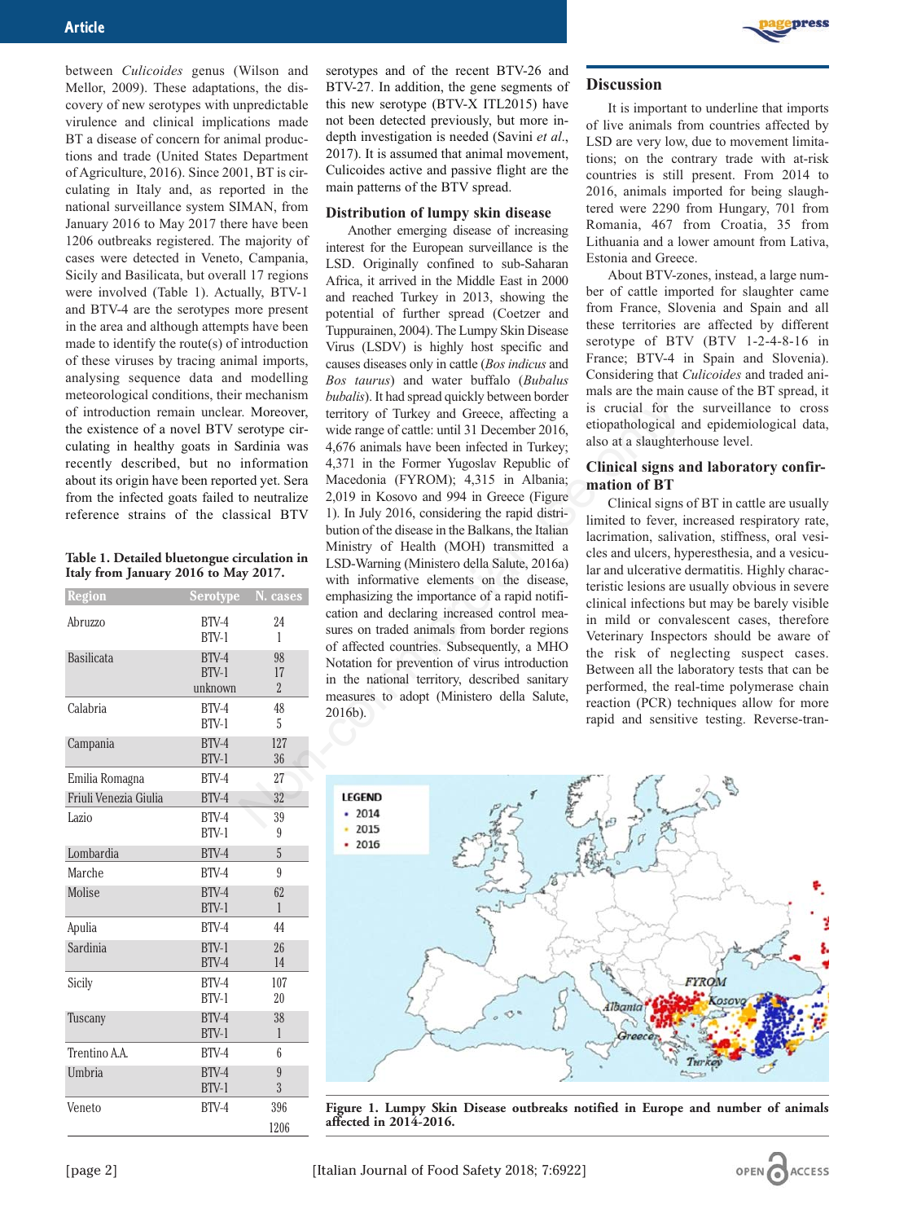between *Culicoides* genus (Wilson and Mellor, 2009). These adaptations, the discovery of new serotypes with unpredictable virulence and clinical implications made BT a disease of concern for animal productions and trade (United States Department of Agriculture, 2016). Since 2001, BT is circulating in Italy and, as reported in the national surveillance system SIMAN, from January 2016 to May 2017 there have been 1206 outbreaks registered. The majority of cases were detected in Veneto, Campania, Sicily and Basilicata, but overall 17 regions were involved (Table 1). Actually, BTV-1 and BTV-4 are the serotypes more present in the area and although attempts have been made to identify the route(s) of introduction of these viruses by tracing animal imports, analysing sequence data and modelling meteorological conditions, their mechanism of introduction remain unclear. Moreover, the existence of a novel BTV serotype circulating in healthy goats in Sardinia was recently described, but no information about its origin have been reported yet. Sera from the infected goats failed to neutralize reference strains of the classical BTV serotypes and of the recent BTV-26 and BTV-27. In addition, the gene segments of this new serotype (BTV-X ITL2015) have not been detected previously, but more in-depth investigation is needed (Savini *et al.*, 2017). It is assumed that animal movement, Culicoides active and passive flight are the main patterns of the BTV spread.

**Table 1. Detailed bluetongue circulation in Italy from January 2016 to May 2017.**

| Region | Serotype | N. cases |
|---|---|---|
| Abruzzo | BTV-4 | 24 |
| | BTV-1 | 1 |
| Basilicata | BTV-4 | 98 |
| | BTV-1 | 17 |
| | unknown | 2 |
| Calabria | BTV-4 | 48 |
| | BTV-1 | 5 |
| Campania | BTV-4 | 127 |
| | BTV-1 | 36 |
| Emilia Romagna | BTV-4 | 27 |
| Friuli Venezia Giulia | BTV-4 | 32 |
| Lazio | BTV-4 | 39 |
| | BTV-1 | 9 |
| Lombardia | BTV-4 | 5 |
| Marche | BTV-4 | 9 |
| Molise | BTV-4 | 62 |
| | BTV-1 | 1 |
| Apulia | BTV-4 | 44 |
| Sardinia | BTV-1 | 26 |
| | BTV-4 | 14 |
| Sicily | BTV-4 | 107 |
| | BTV-1 | 20 |
| Tuscany | BTV-4 | 38 |
| | BTV-1 | 1 |
| Trentino A.A. | BTV-4 | 6 |
| Umbria | BTV-4 | 9 |
| | BTV-1 | 3 |
| Veneto | BTV-4 | 396 |
| | | 1206 |

## Distribution of lumpy skin disease

Another emerging disease of increasing interest for the European surveillance is the LSD. Originally confined to sub-Saharan Africa, it arrived in the Middle East in 2000 and reached Turkey in 2013, showing the potential of further spread (Coetzer and Tuppurainen, 2004). The Lumpy Skin Disease Virus (LSDV) is highly host specific and causes diseases only in cattle (*Bos indicus* and *Bos taurus*) and water buffalo (*Bubalus bubalis*). It had spread quickly between border territory of Turkey and Greece, affecting a wide range of cattle: until 31 December 2016, 4,676 animals have been infected in Turkey; 4,371 in the Former Yugoslav Republic of Macedonia (FYROM); 4,315 in Albania; 2,019 in Kosovo and 994 in Greece (Figure 1). In July 2016, considering the rapid distribution of the disease in the Balkans, the Italian Ministry of Health (MOH) transmitted a LSD-Warning (Ministero della Salute, 2016a) with informative elements on the disease, emphasizing the importance of a rapid notification and declaring increased control measures on traded animals from border regions of affected countries. Subsequently, a MHO Notation for prevention of virus introduction in the national territory, described sanitary measures to adopt (Ministero della Salute, 2016b).

## Discussion

It is important to underline that imports of live animals from countries affected by LSD are very low, due to movement limitations; on the contrary trade with at-risk countries is still present. From 2014 to 2016, animals imported for being slaughtered were 2290 from Hungary, 701 from Romania, 467 from Croatia, 35 from Lithuania and a lower amount from Lativa, Estonia and Greece.

About BTV-zones, instead, a large number of cattle imported for slaughter came from France, Slovenia and Spain and all these territories are affected by different serotype of BTV (BTV 1-2-4-8-16 in France; BTV-4 in Spain and Slovenia). Considering that *Culicoides* and traded animals are the main cause of the BT spread, it is crucial for the surveillance to cross etiopathological and epidemiological data, also at a slaughterhouse level.

## Clinical signs and laboratory confirmation of BT

Clinical signs of BT in cattle are usually limited to fever, increased respiratory rate, lacrimation, salivation, stiffness, oral vesicles and ulcers, hyperesthesia, and a vesicular and ulcerative dermatitis. Highly characteristic lesions are usually obvious in severe clinical infections but may be barely visible in mild or convalescent cases, therefore Veterinary Inspectors should be aware of the risk of neglecting suspect cases. Between all the laboratory tests that can be performed, the real-time polymerase chain reaction (PCR) techniques allow for more rapid and sensitive testing. Reverse-tran-

**Figure 1. Lumpy Skin Disease outbreaks notified in Europe and number of animals affected in 2014-2016.**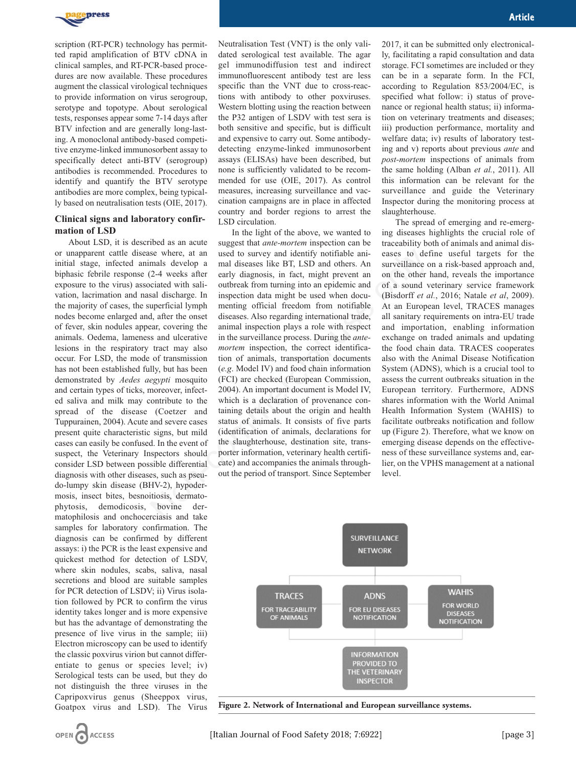scription (RT-PCR) technology has permitted rapid amplification of BTV cDNA in clinical samples, and RT-PCR-based procedures are now available. These procedures augment the classical virological techniques to provide information on virus serogroup, serotype and topotype. About serological tests, responses appear some 7-14 days after BTV infection and are generally long-lasting. A monoclonal antibody-based competitive enzyme-linked immunosorbent assay to specifically detect anti-BTV (serogroup) antibodies is recommended. Procedures to identify and quantify the BTV serotype antibodies are more complex, being typically based on neutralisation tests (OIE, 2017).

## Clinical signs and laboratory confirmation of LSD

About LSD, it is described as an acute or unapparent cattle disease where, at an initial stage, infected animals develop a biphasic febrile response (2-4 weeks after exposure to the virus) associated with salivation, lacrimation and nasal discharge. In the majority of cases, the superficial lymph nodes become enlarged and, after the onset of fever, skin nodules appear, covering the animals. Oedema, lameness and ulcerative lesions in the respiratory tract may also occur. For LSD, the mode of transmission has not been established fully, but has been demonstrated by *Aedes aegypti* mosquito and certain types of ticks, moreover, infected saliva and milk may contribute to the spread of the disease (Coetzer and Tuppurainen, 2004). Acute and severe cases present quite characteristic signs, but mild cases can easily be confused. In the event of suspect, the Veterinary Inspectors should consider LSD between possible differential diagnosis with other diseases, such as pseudo-lumpy skin disease (BHV-2), hypodermosis, insect bites, besnoitiosis, dermatophytosis, demodicosis, bovine dermatophilosis and onchocerciasis and take samples for laboratory confirmation. The diagnosis can be confirmed by different assays: i) the PCR is the least expensive and quickest method for detection of LSDV, where skin nodules, scabs, saliva, nasal secretions and blood are suitable samples for PCR detection of LSDV; ii) Virus isolation followed by PCR to confirm the virus identity takes longer and is more expensive but has the advantage of demonstrating the presence of live virus in the sample; iii) Electron microscopy can be used to identify the classic poxvirus virion but cannot differentiate to genus or species level; iv) Serological tests can be used, but they do not distinguish the three viruses in the Capripoxvirus genus (Sheeppox virus, Goatpox virus and LSD). The Virus Neutralisation Test (VNT) is the only validated serological test available. The agar gel immunodiffusion test and indirect immunofluorescent antibody test are less specific than the VNT due to cross-reactions with antibody to other poxviruses. Western blotting using the reaction between the P32 antigen of LSDV with test sera is both sensitive and specific, but is difficult and expensive to carry out. Some antibody-detecting enzyme-linked immunosorbent assays (ELISAs) have been described, but none is sufficiently validated to be recommended for use (OIE, 2017). As control measures, increasing surveillance and vaccination campaigns are in place in affected country and border regions to arrest the LSD circulation.

In the light of the above, we wanted to suggest that *ante-mortem* inspection can be used to survey and identify notifiable animal diseases like BT, LSD and others. An early diagnosis, in fact, might prevent an outbreak from turning into an epidemic and inspection data might be used when documenting official freedom from notifiable diseases. Also regarding international trade, animal inspection plays a role with respect in the surveillance process. During the *ante-mortem* inspection, the correct identification of animals, transportation documents (*e.g.* Model IV) and food chain information (FCI) are checked (European Commission, 2004). An important document is Model IV, which is a declaration of provenance containing details about the origin and health status of animals. It consists of five parts (identification of animals, declarations for the slaughterhouse, destination site, transporter information, veterinary health certificate) and accompanies the animals throughout the period of transport. Since September 2017, it can be submitted only electronically, facilitating a rapid consultation and data storage. FCI sometimes are included or they can be in a separate form. In the FCI, according to Regulation 853/2004/EC, is specified what follow: i) status of provenance or regional health status; ii) information on veterinary treatments and diseases; iii) production performance, mortality and welfare data; iv) results of laboratory testing and v) reports about previous *ante* and *post-mortem* inspections of animals from the same holding (Alban *et al.*, 2011). All this information can be relevant for the surveillance and guide the Veterinary Inspector during the monitoring process at slaughterhouse.

The spread of emerging and re-emerging diseases highlights the crucial role of traceability both of animals and animal diseases to define useful targets for the surveillance on a risk-based approach and, on the other hand, reveals the importance of a sound veterinary service framework (Bisdorff *et al.*, 2016; Natale *et al*, 2009). At an European level, TRACES manages all sanitary requirements on intra-EU trade and importation, enabling information exchange on traded animals and updating the food chain data. TRACES cooperates also with the Animal Disease Notification System (ADNS), which is a crucial tool to assess the current outbreaks situation in the European territory. Furthermore, ADNS shares information with the World Animal Health Information System (WAHIS) to facilitate outbreaks notification and follow up (Figure 2). Therefore, what we know on emerging disease depends on the effectiveness of these surveillance systems and, earlier, on the VPHS management at a national level.

SURVEILLANCE NETWORK

TRACES FOR TRACEABILITY OF ANIMALS | ADNS FOR EU DISEASES NOTIFICATION | WAHIS FOR WORLD DISEASES NOTIFICATION

INFORMATION PROVIDED TO THE VETERINARY INSPECTOR

**Figure 2. Network of International and European surveillance systems.**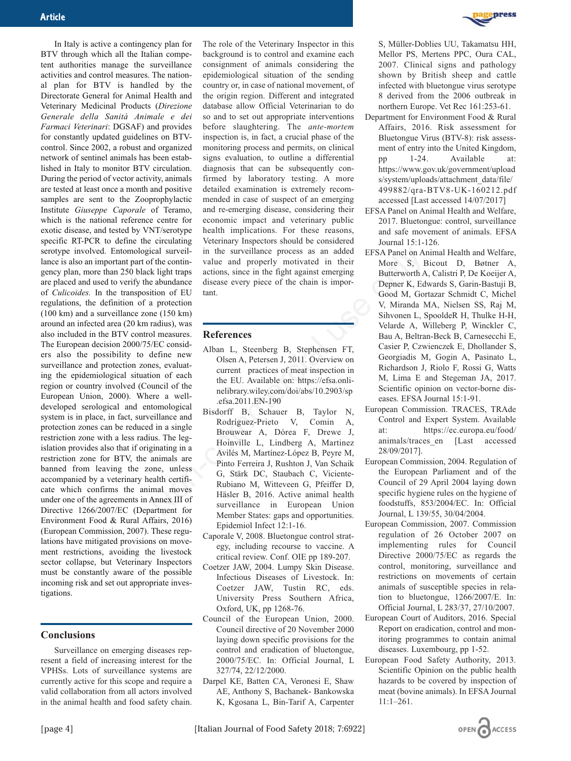In Italy is active a contingency plan for BTV through which all the Italian competent authorities manage the surveillance activities and control measures. The national plan for BTV is handled by the Directorate General for Animal Health and Veterinary Medicinal Products (*Direzione Generale della Sanità Animale e dei Farmaci Veterinari*: DGSAF) and provides for constantly updated guidelines on BTV-control. Since 2002, a robust and organized network of sentinel animals has been established in Italy to monitor BTV circulation. During the period of vector activity, animals are tested at least once a month and positive samples are sent to the Zooprophylactic Institute *Giuseppe Caporale* of Teramo, which is the national reference centre for exotic disease, and tested by VNT/serotype specific RT-PCR to define the circulating serotype involved. Entomological surveillance is also an important part of the contingency plan, more than 250 black light traps are placed and used to verify the abundance of *Culicoides.* In the transposition of EU regulations, the definition of a protection (100 km) and a surveillance zone (150 km) around an infected area (20 km radius), was also included in the BTV control measures. The European decision 2000/75/EC considers also the possibility to define new surveillance and protection zones, evaluating the epidemiological situation of each region or country involved (Council of the European Union, 2000). Where a well-developed serological and entomological system is in place, in fact, surveillance and protection zones can be reduced in a single restriction zone with a less radius. The legislation provides also that if originating in a restriction zone for BTV, the animals are banned from leaving the zone, unless accompanied by a veterinary health certificate which confirms the animal moves under one of the agreements in Annex III of Directive 1266/2007/EC (Department for Environment Food & Rural Affairs, 2016) (European Commission, 2007). These regulations have mitigated provisions on movement restrictions, avoiding the livestock sector collapse, but Veterinary Inspectors must be constantly aware of the possible incoming risk and set out appropriate investigations.

## Conclusions

Surveillance on emerging diseases represent a field of increasing interest for the VPHSs. Lots of surveillance systems are currently active for this scope and require a valid collaboration from all actors involved in the animal health and food safety chain. The role of the Veterinary Inspector in this background is to control and examine each consignment of animals considering the epidemiological situation of the sending country or, in case of national movement, of the origin region. Different and integrated database allow Official Veterinarian to do so and to set out appropriate interventions before slaughtering. The *ante-mortem* inspection is, in fact, a crucial phase of the monitoring process and permits, on clinical signs evaluation, to outline a differential diagnosis that can be subsequently confirmed by laboratory testing. A more detailed examination is extremely recommended in case of suspect of an emerging and re-emerging disease, considering their economic impact and veterinary public health implications. For these reasons, Veterinary Inspectors should be considered in the surveillance process as an added value and properly motivated in their actions, since in the fight against emerging disease every piece of the chain is important.

## References

Alban L, Steenberg B, Stephensen FT, Olsen A, Petersen J, 2011. Overview on current practices of meat inspection in the EU. Available on: https://efsa.onlinelibrary.wiley.com/doi/abs/10.2903/sp.efsa.2011.EN-190

Bisdorff B, Schauer B, Taylor N, Rodríguez-Prieto V, Comin A, Brouwear A, Dórea F, Drewe J, Hoinville L, Lindberg A, Martinez Avilés M, Martínez-López B, Peyre M, Pinto Ferreira J, Rushton J, Van Schaik G, Stärk DC, Staubach C, Vicente-Rubiano M, Witteveen G, Pfeiffer D, Häsler B, 2016. Active animal health surveillance in European Union Member States: gaps and opportunities. Epidemiol Infect 12:1-16.

Caporale V, 2008. Bluetongue control strategy, including recourse to vaccine. A critical review. Conf. OIE pp 189-207.

Coetzer JAW, 2004. Lumpy Skin Disease. Infectious Diseases of Livestock. In: Coetzer JAW, Tustin RC, eds. University Press Southern Africa, Oxford, UK, pp 1268-76.

Council of the European Union, 2000. Council directive of 20 November 2000 laying down specific provisions for the control and eradication of bluetongue, 2000/75/EC. In: Official Journal, L 327/74, 22/12/2000.

Darpel KE, Batten CA, Veronesi E, Shaw AE, Anthony S, Bachanek- Bankowska K, Kgosana L, Bin-Tarif A, Carpenter S, Müller-Doblies UU, Takamatsu HH, Mellor PS, Mertens PPC, Oura CAL, 2007. Clinical signs and pathology shown by British sheep and cattle infected with bluetongue virus serotype 8 derived from the 2006 outbreak in northern Europe. Vet Rec 161:253-61.

Department for Environment Food & Rural Affairs, 2016. Risk assessment for Bluetongue Virus (BTV-8): risk assessment of entry into the United Kingdom, pp 1-24. Available at: https://www.gov.uk/government/uploads/system/uploads/attachment_data/file/499882/qra-BTV8-UK-160212.pdf accessed [Last accessed 14/07/2017]

EFSA Panel on Animal Health and Welfare, 2017. Bluetongue: control, surveillance and safe movement of animals. EFSA Journal 15:1-126.

EFSA Panel on Animal Health and Welfare, More S, Bicout D, Bøtner A, Butterworth A, Calistri P, De Koeijer A, Depner K, Edwards S, Garin-Bastuji B, Good M, Gortazar Schmidt C, Michel V, Miranda MA, Nielsen SS, Raj M, Sihvonen L, SpooldeR H, Thulke H-H, Velarde A, Willeberg P, Winckler C, Bau A, Beltran-Beck B, Carnesecchi E, Casier P, Czwienczek E, Dhollander S, Georgiadis M, Gogin A, Pasinato L, Richardson J, Riolo F, Rossi G, Watts M, Lima E and Stegeman JA, 2017. Scientific opinion on vector-borne diseases. EFSA Journal 15:1-91.

European Commission. TRACES, TRAde Control and Expert System. Available at: https://ec.europa.eu/food/animals/traces_en [Last accessed 28/09/2017].

European Commission, 2004. Regulation of the European Parliament and of the Council of 29 April 2004 laying down specific hygiene rules on the hygiene of foodstuffs, 853/2004/EC. In: Official Journal, L 139/55, 30/04/2004.

European Commission, 2007. Commission regulation of 26 October 2007 on implementing rules for Council Directive 2000/75/EC as regards the control, monitoring, surveillance and restrictions on movements of certain animals of susceptible species in relation to bluetongue, 1266/2007/E. In: Official Journal, L 283/37, 27/10/2007.

European Court of Auditors, 2016. Special Report on eradication, control and monitoring programmes to contain animal diseases. Luxembourg, pp 1-52.

European Food Safety Authority, 2013. Scientific Opinion on the public health hazards to be covered by inspection of meat (bovine animals). In EFSA Journal 11:1–261.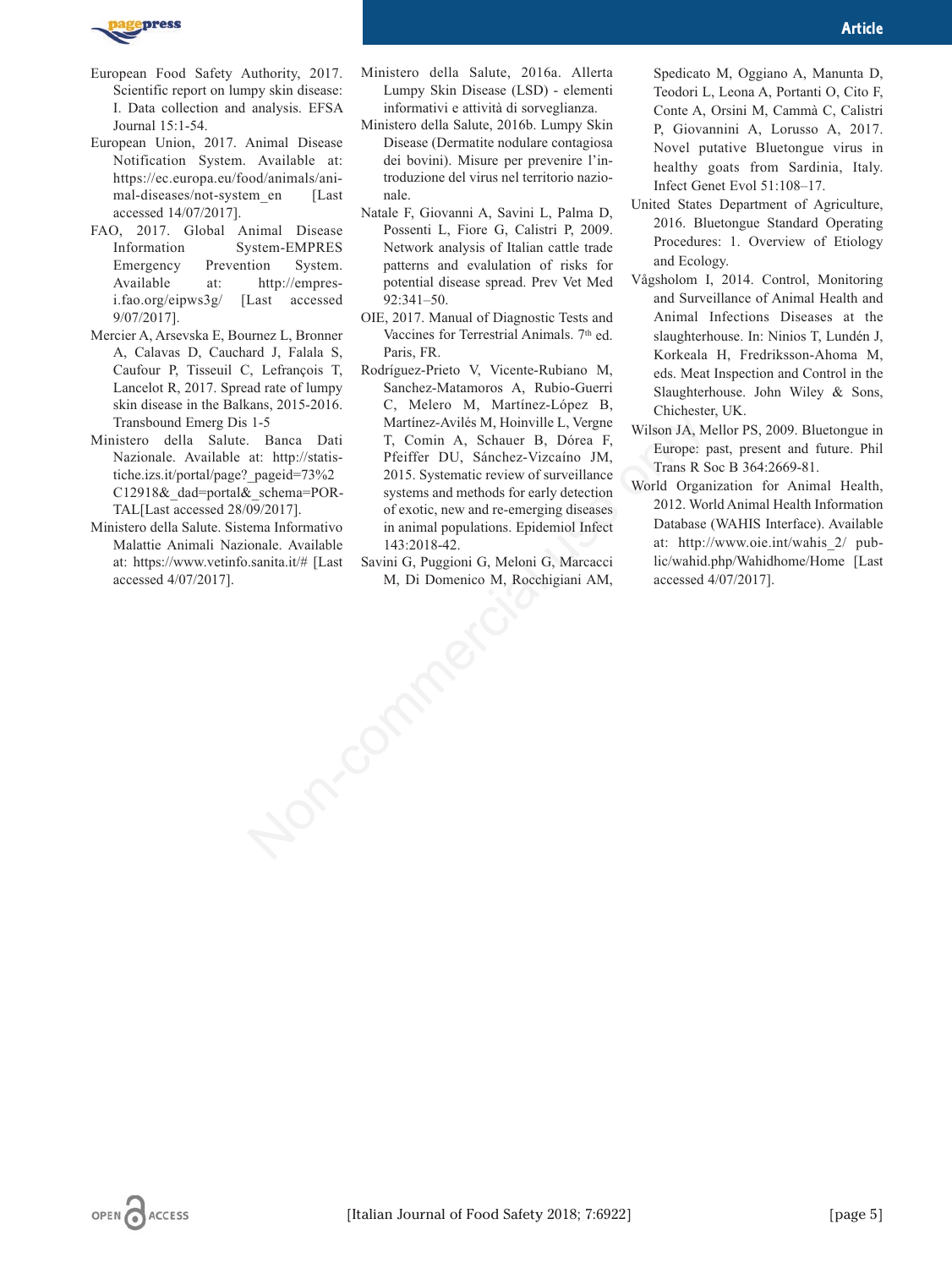European Food Safety Authority, 2017. Scientific report on lumpy skin disease: I. Data collection and analysis. EFSA Journal 15:1-54.

European Union, 2017. Animal Disease Notification System. Available at: https://ec.europa.eu/food/animals/animal-diseases/not-system_en [Last accessed 14/07/2017].

FAO, 2017. Global Animal Disease Information System-EMPRES Emergency Prevention System. Available at: http://empres-i.fao.org/eipws3g/ [Last accessed 9/07/2017].

Mercier A, Arsevska E, Bournez L, Bronner A, Calavas D, Cauchard J, Falala S, Caufour P, Tisseuil C, Lefrançois T, Lancelot R, 2017. Spread rate of lumpy skin disease in the Balkans, 2015-2016. Transbound Emerg Dis 1-5

Ministero della Salute. Banca Dati Nazionale. Available at: http://statistiche.izs.it/portal/page?_pageid=73%2C12918&_dad=portal&_schema=PORTAL[Last accessed 28/09/2017].

Ministero della Salute. Sistema Informativo Malattie Animali Nazionale. Available at: https://www.vetinfo.sanita.it/# [Last accessed 4/07/2017].

Ministero della Salute, 2016a. Allerta Lumpy Skin Disease (LSD) - elementi informativi e attività di sorveglianza.

Ministero della Salute, 2016b. Lumpy Skin Disease (Dermatite nodulare contagiosa dei bovini). Misure per prevenire l'introduzione del virus nel territorio nazionale.

Natale F, Giovanni A, Savini L, Palma D, Possenti L, Fiore G, Calistri P, 2009. Network analysis of Italian cattle trade patterns and evalulation of risks for potential disease spread. Prev Vet Med 92:341–50.

OIE, 2017. Manual of Diagnostic Tests and Vaccines for Terrestrial Animals. 7th ed. Paris, FR.

Rodríguez-Prieto V, Vicente-Rubiano M, Sanchez-Matamoros A, Rubio-Guerri C, Melero M, Martínez-López B, Martínez-Avilés M, Hoinville L, Vergne T, Comin A, Schauer B, Dórea F, Pfeiffer DU, Sánchez-Vizcaíno JM, 2015. Systematic review of surveillance systems and methods for early detection of exotic, new and re-emerging diseases in animal populations. Epidemiol Infect 143:2018-42.

Savini G, Puggioni G, Meloni G, Marcacci M, Di Domenico M, Rocchigiani AM, Spedicato M, Oggiano A, Manunta D, Teodori L, Leona A, Portanti O, Cito F, Conte A, Orsini M, Cammà C, Calistri P, Giovannini A, Lorusso A, 2017. Novel putative Bluetongue virus in healthy goats from Sardinia, Italy. Infect Genet Evol 51:108–17.

United States Department of Agriculture, 2016. Bluetongue Standard Operating Procedures: 1. Overview of Etiology and Ecology.

Vågsholom I, 2014. Control, Monitoring and Surveillance of Animal Health and Animal Infections Diseases at the slaughterhouse. In: Ninios T, Lundén J, Korkeala H, Fredriksson-Ahoma M, eds. Meat Inspection and Control in the Slaughterhouse. John Wiley & Sons, Chichester, UK.

Wilson JA, Mellor PS, 2009. Bluetongue in Europe: past, present and future. Phil Trans R Soc B 364:2669-81.

World Organization for Animal Health, 2012. World Animal Health Information Database (WAHIS Interface). Available at: http://www.oie.int/wahis_2/public/wahid.php/Wahidhome/Home [Last accessed 4/07/2017].